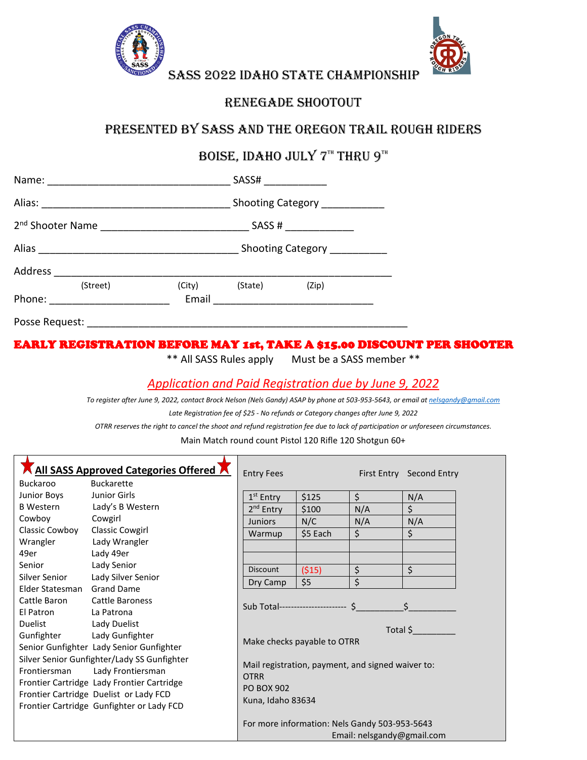# SASS 2022 IDAHO STATE CHAMPIONSHIP

## RENEGADE SHOOTOUT

## PRESENTED BY SASS AND THE OREGON TRAIL ROUGH RIDERS

## BOISE, IDAHO JULY 7TH THRU 9TH

Name: ________________________________ SASS# ___________

Alias: _________________________________ Shooting Category ___________

2nd Shooter Name __________________________ SASS # ____________

Alias ___________________________________ Shooting Category __________

Address ____________________________________________________________
(Street) (City) (State) (Zip)

Phone: _____________________ Email ____________________________

Posse Request: ______________________________________________________

**EARLY REGISTRATION BEFORE MAY 1st, TAKE A $15.00 DISCOUNT PER SHOOTER**

** All SASS Rules apply Must be a SASS member **

***Application and Paid Registration due by June 9, 2022***

*To register after June 9, 2022, contact Brock Nelson (Nels Gandy) ASAP by phone at 503-953-5643, or email at nelsgandy@gmail.com*

*Late Registration fee of $25 - No refunds or Category changes after June 9, 2022*

*OTRR reserves the right to cancel the shoot and refund registration fee due to lack of participation or unforeseen circumstances.*

Main Match round count Pistol 120 Rifle 120 Shotgun 60+

**All SASS Approved Categories Offered**

| | |
|---|---|
| Buckaroo | Buckarette |
| Junior Boys | Junior Girls |
| B Western | Lady's B Western |
| Cowboy | Cowgirl |
| Classic Cowboy | Classic Cowgirl |
| Wrangler | Lady Wrangler |
| 49er | Lady 49er |
| Senior | Lady Senior |
| Silver Senior | Lady Silver Senior |
| Elder Statesman | Grand Dame |
| Cattle Baron | Cattle Baroness |
| El Patron | La Patrona |
| Duelist | Lady Duelist |
| Gunfighter | Lady Gunfighter |
| Senior Gunfighter | Lady Senior Gunfighter |
| Silver Senior Gunfighter/Lady SS Gunfighter | |
| Frontiersman | Lady Frontiersman |
| Frontier Cartridge | Lady Frontier Cartridge |
| Frontier Cartridge Duelist or Lady FCD | |
| Frontier Cartridge Gunfighter or Lady FCD | |

Entry Fees

| | | First Entry | Second Entry |
|---|---|---|---|
| 1st Entry | $125 | $ | N/A |
| 2nd Entry | $100 | N/A | $ |
| Juniors | N/C | N/A | N/A |
| Warmup | $5 Each | $ | $ |
| | | | |
| | | | |
| Discount | ($15) | $ | $ |
| Dry Camp | $5 | $ | |

Sub Total---------------------- $__________$__________

Total $_________

Make checks payable to OTRR

Mail registration, payment, and signed waiver to:
OTRR
PO BOX 902
Kuna, Idaho 83634

For more information: Nels Gandy 503-953-5643
Email: nelsgandy@gmail.com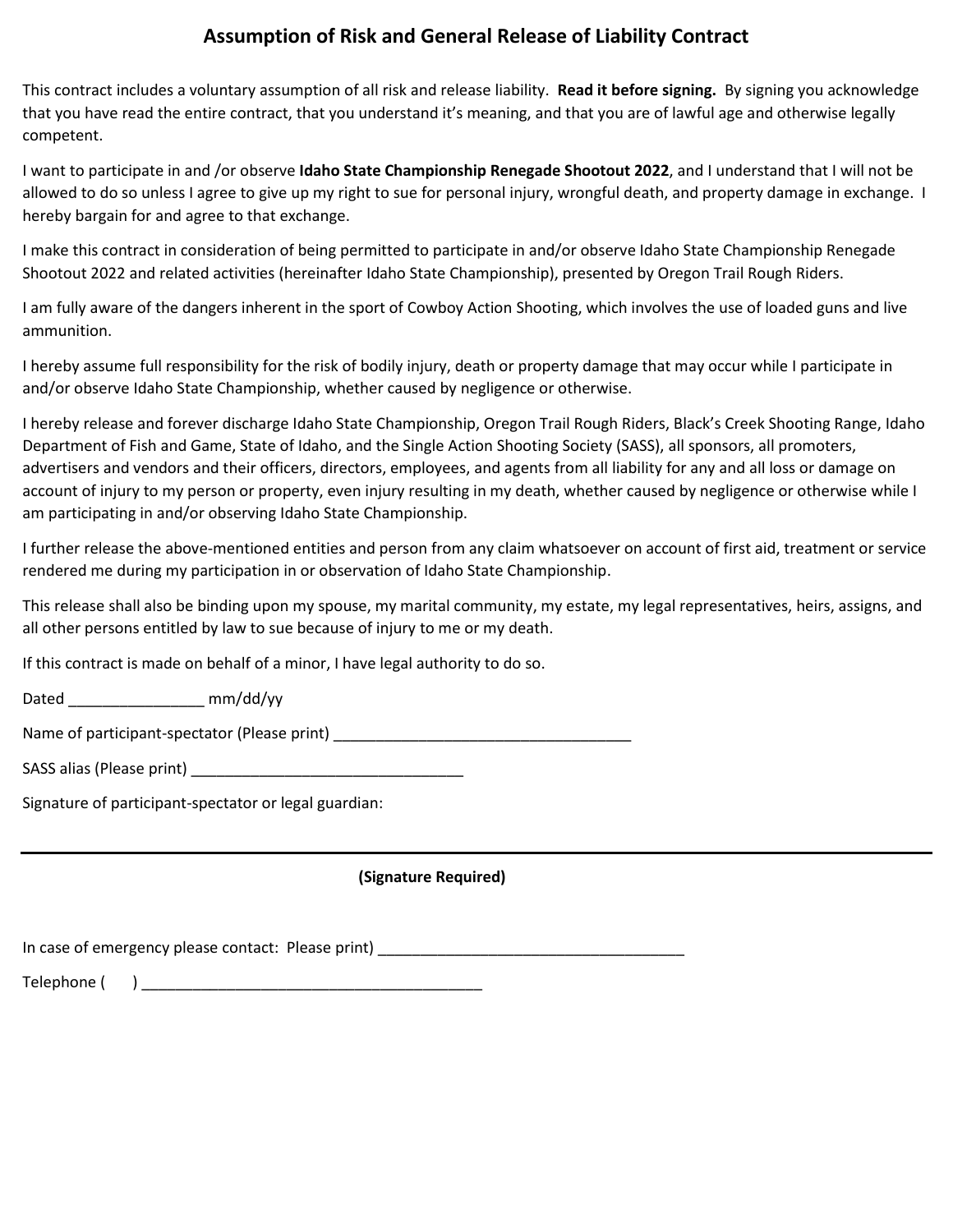# Assumption of Risk and General Release of Liability Contract

This contract includes a voluntary assumption of all risk and release liability. **Read it before signing.** By signing you acknowledge that you have read the entire contract, that you understand it's meaning, and that you are of lawful age and otherwise legally competent.

I want to participate in and /or observe **Idaho State Championship Renegade Shootout 2022**, and I understand that I will not be allowed to do so unless I agree to give up my right to sue for personal injury, wrongful death, and property damage in exchange. I hereby bargain for and agree to that exchange.

I make this contract in consideration of being permitted to participate in and/or observe Idaho State Championship Renegade Shootout 2022 and related activities (hereinafter Idaho State Championship), presented by Oregon Trail Rough Riders.

I am fully aware of the dangers inherent in the sport of Cowboy Action Shooting, which involves the use of loaded guns and live ammunition.

I hereby assume full responsibility for the risk of bodily injury, death or property damage that may occur while I participate in and/or observe Idaho State Championship, whether caused by negligence or otherwise.

I hereby release and forever discharge Idaho State Championship, Oregon Trail Rough Riders, Black's Creek Shooting Range, Idaho Department of Fish and Game, State of Idaho, and the Single Action Shooting Society (SASS), all sponsors, all promoters, advertisers and vendors and their officers, directors, employees, and agents from all liability for any and all loss or damage on account of injury to my person or property, even injury resulting in my death, whether caused by negligence or otherwise while I am participating in and/or observing Idaho State Championship.

I further release the above-mentioned entities and person from any claim whatsoever on account of first aid, treatment or service rendered me during my participation in or observation of Idaho State Championship.

This release shall also be binding upon my spouse, my marital community, my estate, my legal representatives, heirs, assigns, and all other persons entitled by law to sue because of injury to me or my death.

If this contract is made on behalf of a minor, I have legal authority to do so.

Dated ________________ mm/dd/yy

Name of participant-spectator (Please print) ___________________________________

SASS alias (Please print) ________________________________

Signature of participant-spectator or legal guardian:

______________________________________________________________________________

**(Signature Required)**

In case of emergency please contact: Please print) ____________________________________

Telephone (     ) ________________________________________